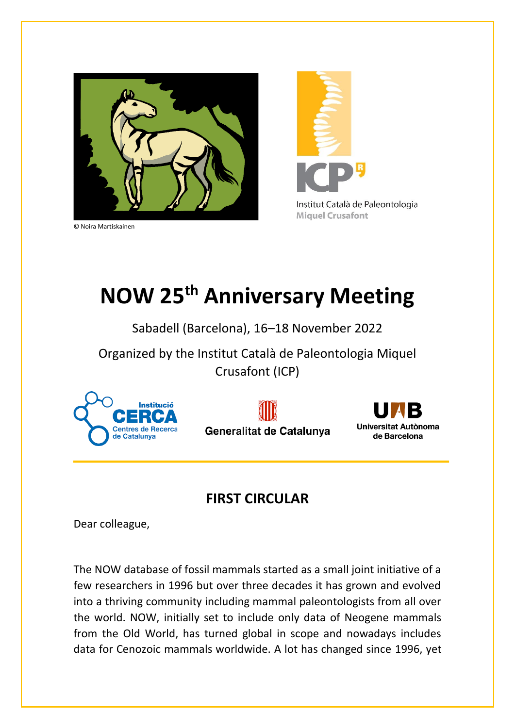© Noira Martiskainen

Institut Català de Paleontologia Miquel Crusafont

# NOW 25th Anniversary Meeting

Sabadell (Barcelona), 16–18 November 2022

Organized by the Institut Català de Paleontologia Miquel Crusafont (ICP)

Institució CERCA Centres de Recerca de Catalunya

Generalitat de Catalunya

Universitat Autònoma de Barcelona

## FIRST CIRCULAR

Dear colleague,

The NOW database of fossil mammals started as a small joint initiative of a few researchers in 1996 but over three decades it has grown and evolved into a thriving community including mammal paleontologists from all over the world. NOW, initially set to include only data of Neogene mammals from the Old World, has turned global in scope and nowadays includes data for Cenozoic mammals worldwide. A lot has changed since 1996, yet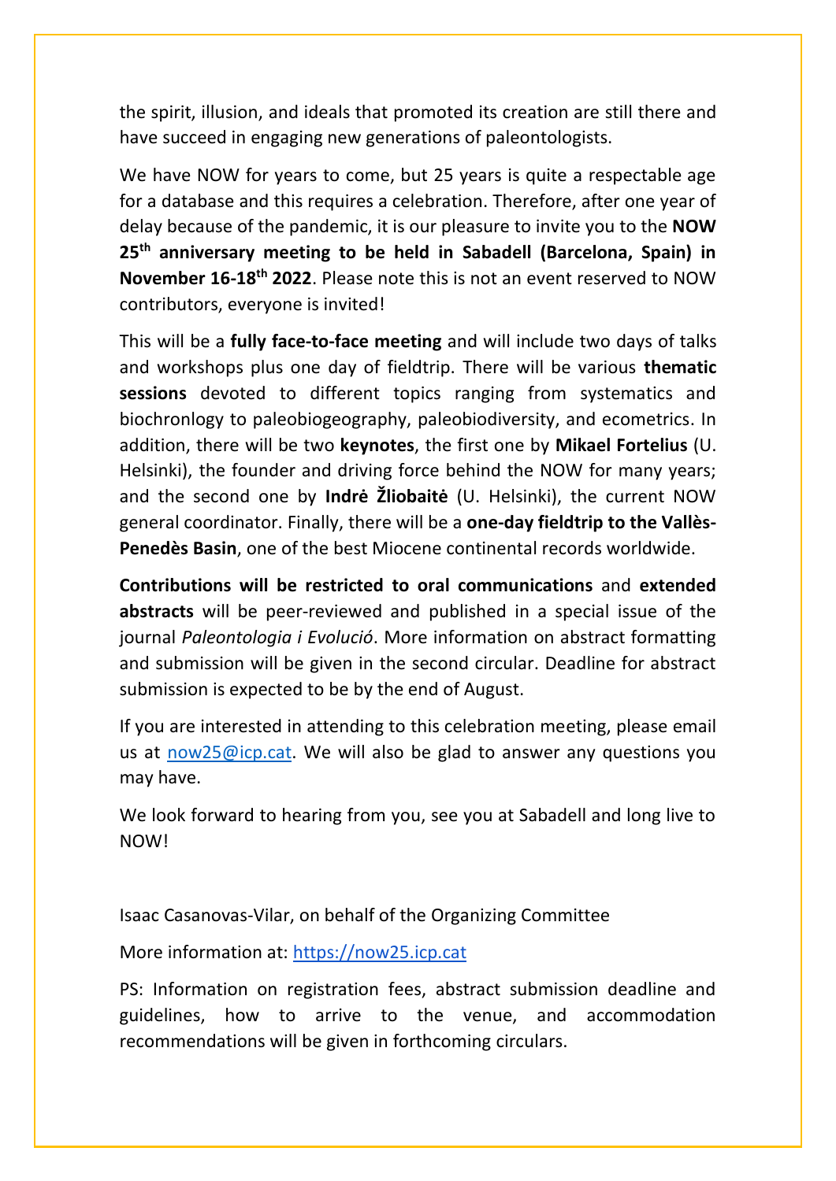the spirit, illusion, and ideals that promoted its creation are still there and have succeed in engaging new generations of paleontologists.

We have NOW for years to come, but 25 years is quite a respectable age for a database and this requires a celebration. Therefore, after one year of delay because of the pandemic, it is our pleasure to invite you to the **NOW 25th anniversary meeting to be held in Sabadell (Barcelona, Spain) in November 16-18th 2022**. Please note this is not an event reserved to NOW contributors, everyone is invited!

This will be a **fully face-to-face meeting** and will include two days of talks and workshops plus one day of fieldtrip. There will be various **thematic sessions** devoted to different topics ranging from systematics and biochronlogy to paleobiogeography, paleobiodiversity, and ecometrics. In addition, there will be two **keynotes**, the first one by **Mikael Fortelius** (U. Helsinki), the founder and driving force behind the NOW for many years; and the second one by **Indrė Žliobaitė** (U. Helsinki), the current NOW general coordinator. Finally, there will be a **one-day fieldtrip to the Vallès-Penedès Basin**, one of the best Miocene continental records worldwide.

**Contributions will be restricted to oral communications** and **extended abstracts** will be peer-reviewed and published in a special issue of the journal *Paleontologia i Evolució*. More information on abstract formatting and submission will be given in the second circular. Deadline for abstract submission is expected to be by the end of August.

If you are interested in attending to this celebration meeting, please email us at now25@icp.cat. We will also be glad to answer any questions you may have.

We look forward to hearing from you, see you at Sabadell and long live to NOW!

Isaac Casanovas-Vilar, on behalf of the Organizing Committee

More information at: https://now25.icp.cat

PS: Information on registration fees, abstract submission deadline and guidelines, how to arrive to the venue, and accommodation recommendations will be given in forthcoming circulars.